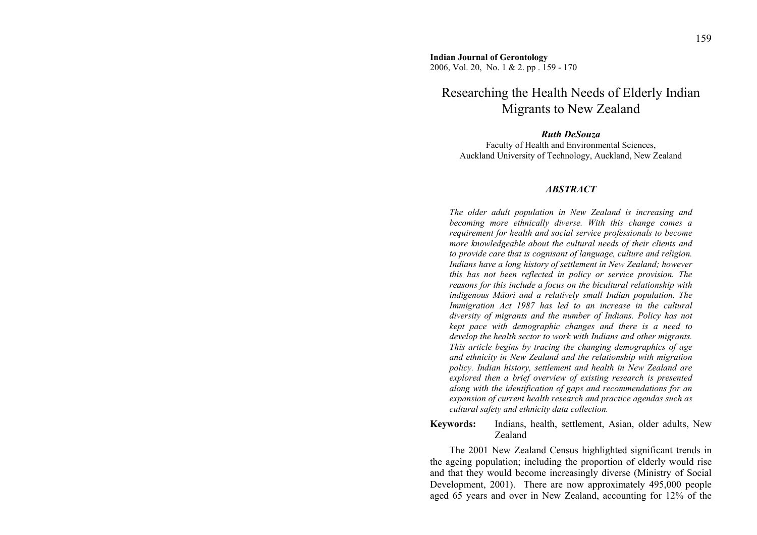**Indian Journal of Gerontology**
2006, Vol. 20, No. 1 & 2. pp . 159 - 170

# Researching the Health Needs of Elderly Indian Migrants to New Zealand

***Ruth DeSouza***
Faculty of Health and Environmental Sciences,
Auckland University of Technology, Auckland, New Zealand

### *ABSTRACT*

*The older adult population in New Zealand is increasing and becoming more ethnically diverse. With this change comes a requirement for health and social service professionals to become more knowledgeable about the cultural needs of their clients and to provide care that is cognisant of language, culture and religion. Indians have a long history of settlement in New Zealand; however this has not been reflected in policy or service provision. The reasons for this include a focus on the bicultural relationship with indigenous Mâori and a relatively small Indian population. The Immigration Act 1987 has led to an increase in the cultural diversity of migrants and the number of Indians. Policy has not kept pace with demographic changes and there is a need to develop the health sector to work with Indians and other migrants. This article begins by tracing the changing demographics of age and ethnicity in New Zealand and the relationship with migration policy. Indian history, settlement and health in New Zealand are explored then a brief overview of existing research is presented along with the identification of gaps and recommendations for an expansion of current health research and practice agendas such as cultural safety and ethnicity data collection.*

**Keywords:** Indians, health, settlement, Asian, older adults, New Zealand

The 2001 New Zealand Census highlighted significant trends in the ageing population; including the proportion of elderly would rise and that they would become increasingly diverse (Ministry of Social Development, 2001). There are now approximately 495,000 people aged 65 years and over in New Zealand, accounting for 12% of the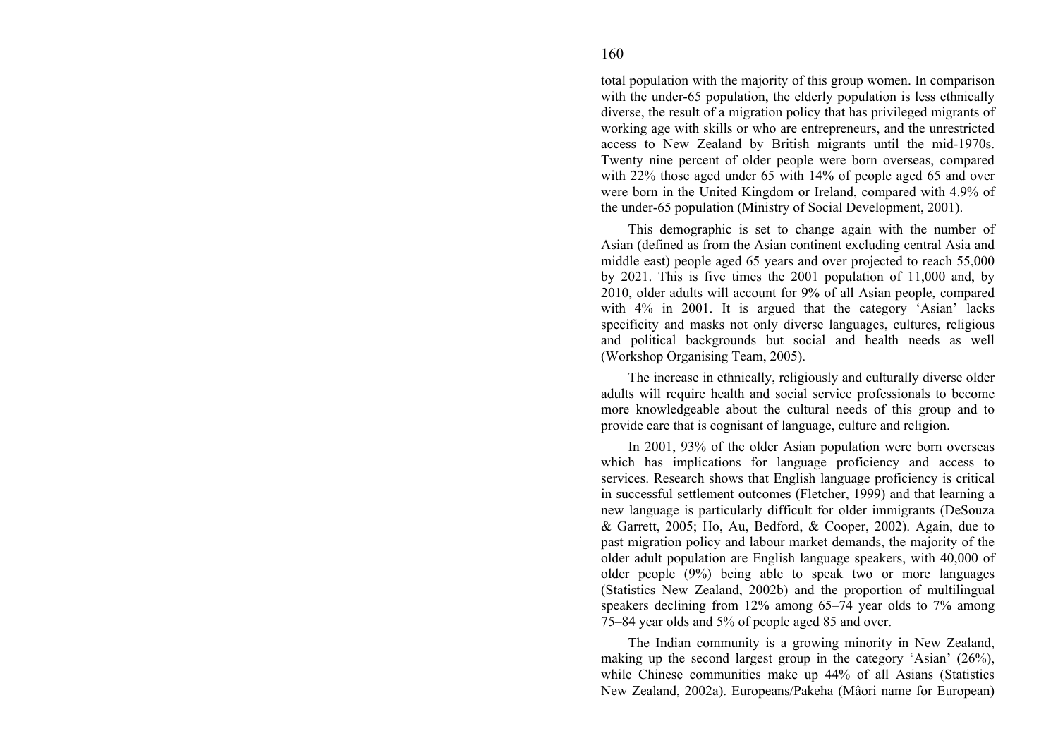total population with the majority of this group women. In comparison with the under-65 population, the elderly population is less ethnically diverse, the result of a migration policy that has privileged migrants of working age with skills or who are entrepreneurs, and the unrestricted access to New Zealand by British migrants until the mid-1970s. Twenty nine percent of older people were born overseas, compared with 22% those aged under 65 with 14% of people aged 65 and over were born in the United Kingdom or Ireland, compared with 4.9% of the under-65 population (Ministry of Social Development, 2001).

This demographic is set to change again with the number of Asian (defined as from the Asian continent excluding central Asia and middle east) people aged 65 years and over projected to reach 55,000 by 2021. This is five times the 2001 population of 11,000 and, by 2010, older adults will account for 9% of all Asian people, compared with 4% in 2001. It is argued that the category 'Asian' lacks specificity and masks not only diverse languages, cultures, religious and political backgrounds but social and health needs as well (Workshop Organising Team, 2005).

The increase in ethnically, religiously and culturally diverse older adults will require health and social service professionals to become more knowledgeable about the cultural needs of this group and to provide care that is cognisant of language, culture and religion.

In 2001, 93% of the older Asian population were born overseas which has implications for language proficiency and access to services. Research shows that English language proficiency is critical in successful settlement outcomes (Fletcher, 1999) and that learning a new language is particularly difficult for older immigrants (DeSouza & Garrett, 2005; Ho, Au, Bedford, & Cooper, 2002). Again, due to past migration policy and labour market demands, the majority of the older adult population are English language speakers, with 40,000 of older people (9%) being able to speak two or more languages (Statistics New Zealand, 2002b) and the proportion of multilingual speakers declining from 12% among 65–74 year olds to 7% among 75–84 year olds and 5% of people aged 85 and over.

The Indian community is a growing minority in New Zealand, making up the second largest group in the category 'Asian' (26%), while Chinese communities make up 44% of all Asians (Statistics New Zealand, 2002a). Europeans/Pakeha (Mâori name for European)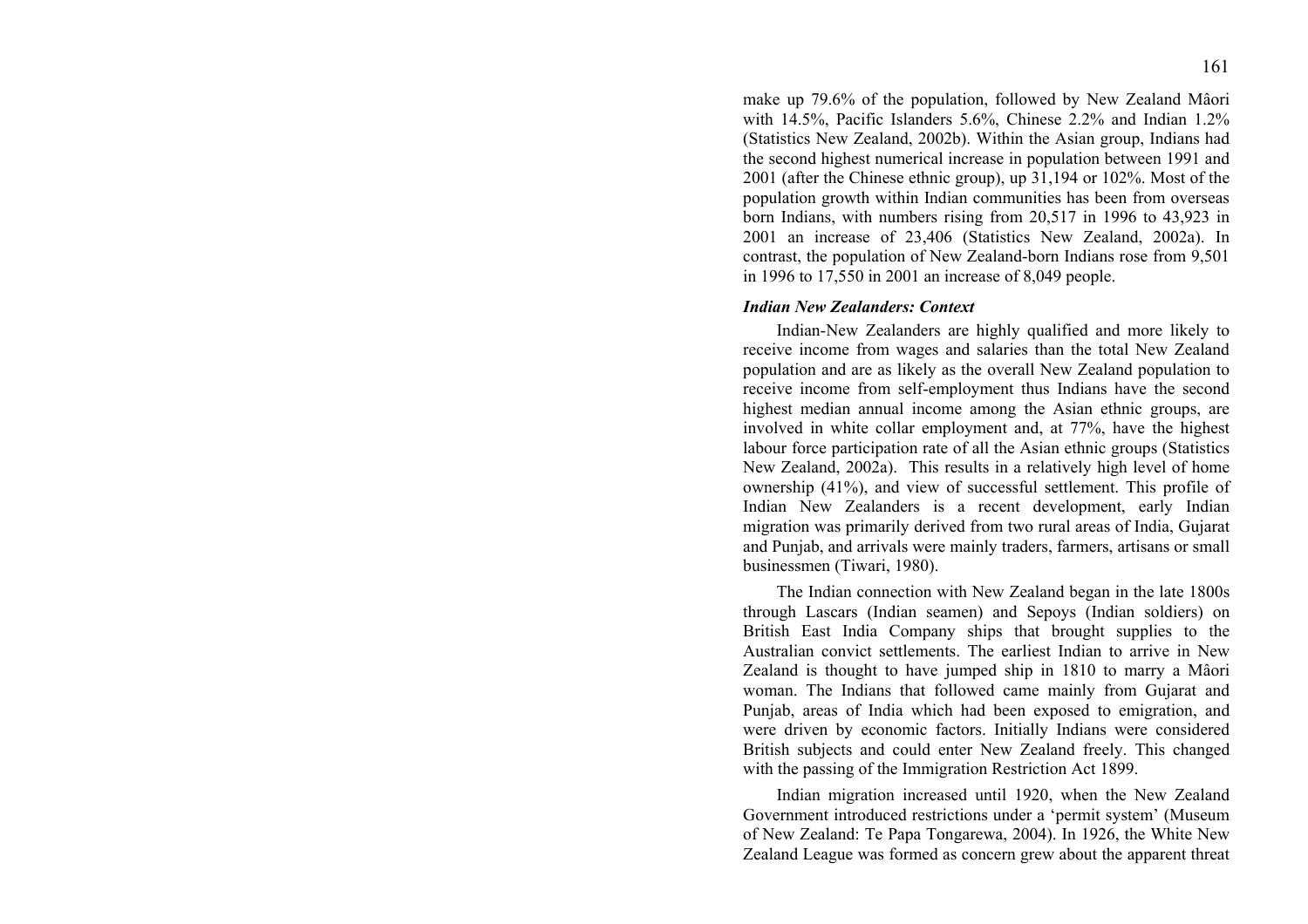make up 79.6% of the population, followed by New Zealand Mâori with 14.5%, Pacific Islanders 5.6%, Chinese 2.2% and Indian 1.2% (Statistics New Zealand, 2002b). Within the Asian group, Indians had the second highest numerical increase in population between 1991 and 2001 (after the Chinese ethnic group), up 31,194 or 102%. Most of the population growth within Indian communities has been from overseas born Indians, with numbers rising from 20,517 in 1996 to 43,923 in 2001 an increase of 23,406 (Statistics New Zealand, 2002a). In contrast, the population of New Zealand-born Indians rose from 9,501 in 1996 to 17,550 in 2001 an increase of 8,049 people.

### *Indian New Zealanders: Context*

Indian-New Zealanders are highly qualified and more likely to receive income from wages and salaries than the total New Zealand population and are as likely as the overall New Zealand population to receive income from self-employment thus Indians have the second highest median annual income among the Asian ethnic groups, are involved in white collar employment and, at 77%, have the highest labour force participation rate of all the Asian ethnic groups (Statistics New Zealand, 2002a). This results in a relatively high level of home ownership (41%), and view of successful settlement. This profile of Indian New Zealanders is a recent development, early Indian migration was primarily derived from two rural areas of India, Gujarat and Punjab, and arrivals were mainly traders, farmers, artisans or small businessmen (Tiwari, 1980).

The Indian connection with New Zealand began in the late 1800s through Lascars (Indian seamen) and Sepoys (Indian soldiers) on British East India Company ships that brought supplies to the Australian convict settlements. The earliest Indian to arrive in New Zealand is thought to have jumped ship in 1810 to marry a Mâori woman. The Indians that followed came mainly from Gujarat and Punjab, areas of India which had been exposed to emigration, and were driven by economic factors. Initially Indians were considered British subjects and could enter New Zealand freely. This changed with the passing of the Immigration Restriction Act 1899.

Indian migration increased until 1920, when the New Zealand Government introduced restrictions under a 'permit system' (Museum of New Zealand: Te Papa Tongarewa, 2004). In 1926, the White New Zealand League was formed as concern grew about the apparent threat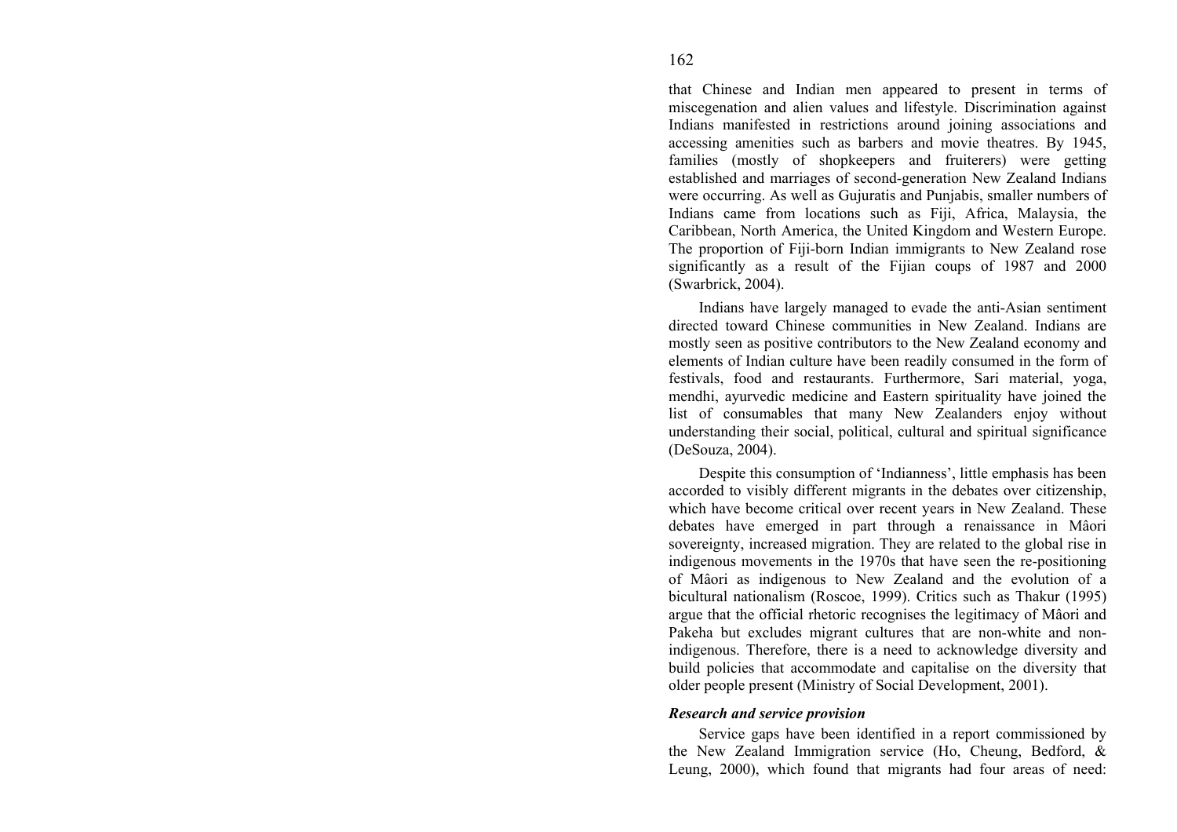that Chinese and Indian men appeared to present in terms of miscegenation and alien values and lifestyle. Discrimination against Indians manifested in restrictions around joining associations and accessing amenities such as barbers and movie theatres. By 1945, families (mostly of shopkeepers and fruiterers) were getting established and marriages of second-generation New Zealand Indians were occurring. As well as Gujuratis and Punjabis, smaller numbers of Indians came from locations such as Fiji, Africa, Malaysia, the Caribbean, North America, the United Kingdom and Western Europe. The proportion of Fiji-born Indian immigrants to New Zealand rose significantly as a result of the Fijian coups of 1987 and 2000 (Swarbrick, 2004).

Indians have largely managed to evade the anti-Asian sentiment directed toward Chinese communities in New Zealand. Indians are mostly seen as positive contributors to the New Zealand economy and elements of Indian culture have been readily consumed in the form of festivals, food and restaurants. Furthermore, Sari material, yoga, mendhi, ayurvedic medicine and Eastern spirituality have joined the list of consumables that many New Zealanders enjoy without understanding their social, political, cultural and spiritual significance (DeSouza, 2004).

Despite this consumption of 'Indianness', little emphasis has been accorded to visibly different migrants in the debates over citizenship, which have become critical over recent years in New Zealand. These debates have emerged in part through a renaissance in Mâori sovereignty, increased migration. They are related to the global rise in indigenous movements in the 1970s that have seen the re-positioning of Mâori as indigenous to New Zealand and the evolution of a bicultural nationalism (Roscoe, 1999). Critics such as Thakur (1995) argue that the official rhetoric recognises the legitimacy of Mâori and Pakeha but excludes migrant cultures that are non-white and non-indigenous. Therefore, there is a need to acknowledge diversity and build policies that accommodate and capitalise on the diversity that older people present (Ministry of Social Development, 2001).

### *Research and service provision*

Service gaps have been identified in a report commissioned by the New Zealand Immigration service (Ho, Cheung, Bedford, & Leung, 2000), which found that migrants had four areas of need: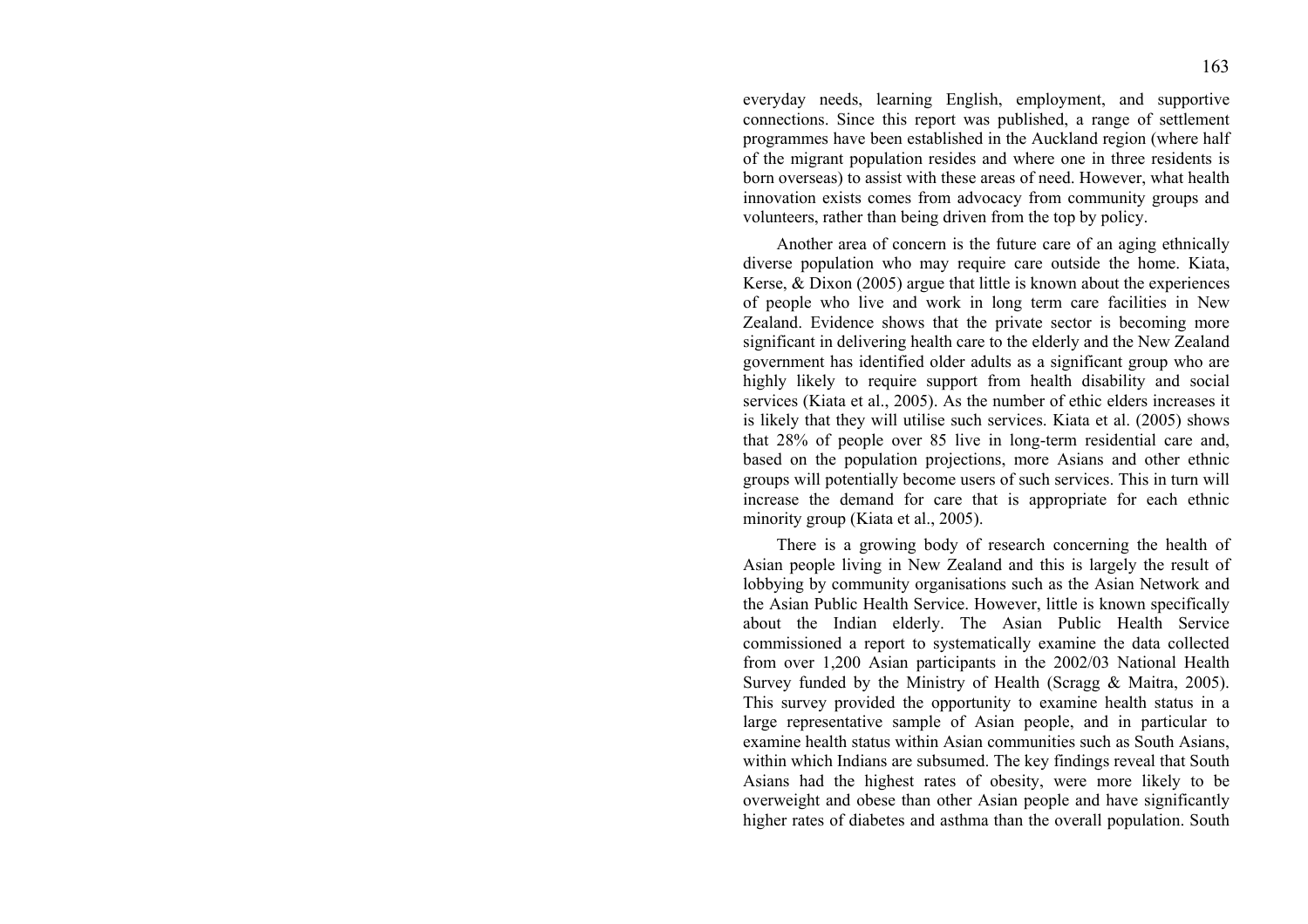everyday needs, learning English, employment, and supportive connections. Since this report was published, a range of settlement programmes have been established in the Auckland region (where half of the migrant population resides and where one in three residents is born overseas) to assist with these areas of need. However, what health innovation exists comes from advocacy from community groups and volunteers, rather than being driven from the top by policy.

Another area of concern is the future care of an aging ethnically diverse population who may require care outside the home. Kiata, Kerse, & Dixon (2005) argue that little is known about the experiences of people who live and work in long term care facilities in New Zealand. Evidence shows that the private sector is becoming more significant in delivering health care to the elderly and the New Zealand government has identified older adults as a significant group who are highly likely to require support from health disability and social services (Kiata et al., 2005). As the number of ethic elders increases it is likely that they will utilise such services. Kiata et al. (2005) shows that 28% of people over 85 live in long-term residential care and, based on the population projections, more Asians and other ethnic groups will potentially become users of such services. This in turn will increase the demand for care that is appropriate for each ethnic minority group (Kiata et al., 2005).

There is a growing body of research concerning the health of Asian people living in New Zealand and this is largely the result of lobbying by community organisations such as the Asian Network and the Asian Public Health Service. However, little is known specifically about the Indian elderly. The Asian Public Health Service commissioned a report to systematically examine the data collected from over 1,200 Asian participants in the 2002/03 National Health Survey funded by the Ministry of Health (Scragg & Maitra, 2005). This survey provided the opportunity to examine health status in a large representative sample of Asian people, and in particular to examine health status within Asian communities such as South Asians, within which Indians are subsumed. The key findings reveal that South Asians had the highest rates of obesity, were more likely to be overweight and obese than other Asian people and have significantly higher rates of diabetes and asthma than the overall population. South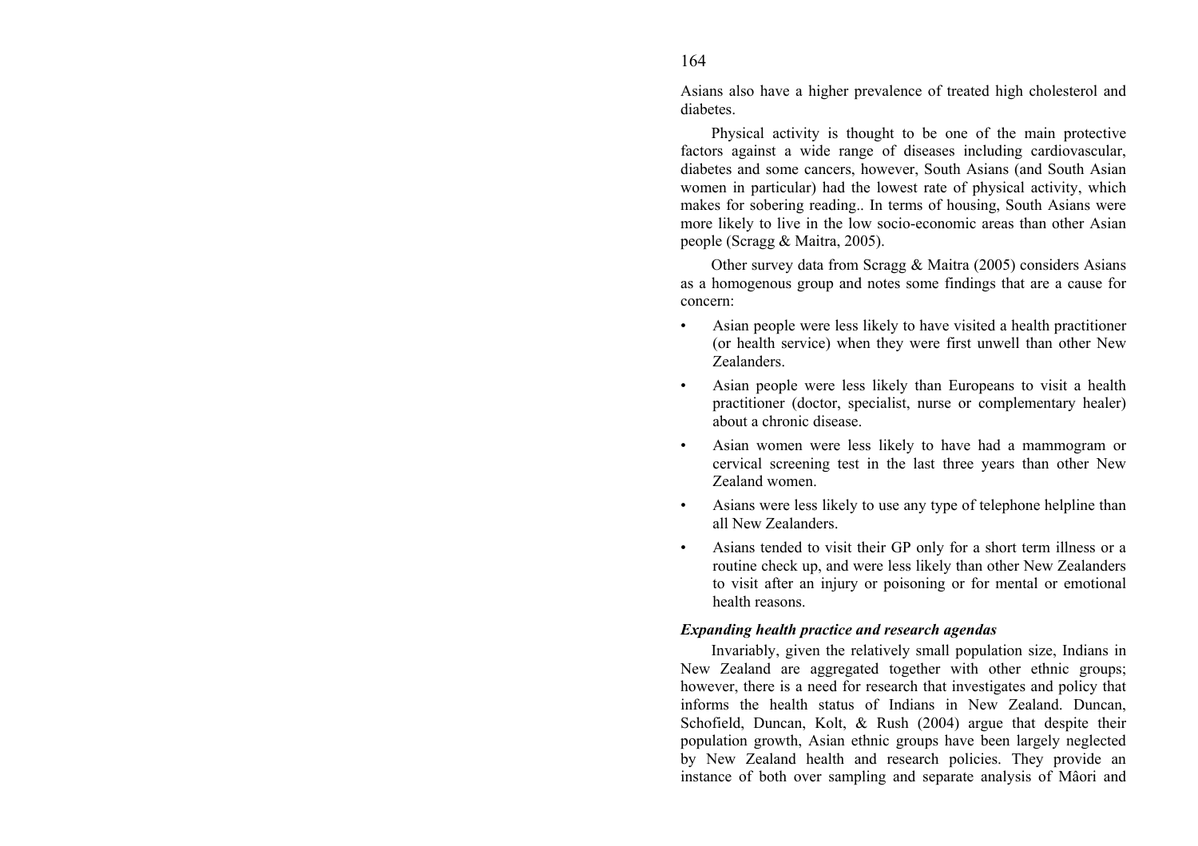Asians also have a higher prevalence of treated high cholesterol and diabetes.

Physical activity is thought to be one of the main protective factors against a wide range of diseases including cardiovascular, diabetes and some cancers, however, South Asians (and South Asian women in particular) had the lowest rate of physical activity, which makes for sobering reading.. In terms of housing, South Asians were more likely to live in the low socio-economic areas than other Asian people (Scragg & Maitra, 2005).

Other survey data from Scragg & Maitra (2005) considers Asians as a homogenous group and notes some findings that are a cause for concern:

- Asian people were less likely to have visited a health practitioner (or health service) when they were first unwell than other New Zealanders.
- Asian people were less likely than Europeans to visit a health practitioner (doctor, specialist, nurse or complementary healer) about a chronic disease.
- Asian women were less likely to have had a mammogram or cervical screening test in the last three years than other New Zealand women.
- Asians were less likely to use any type of telephone helpline than all New Zealanders.
- Asians tended to visit their GP only for a short term illness or a routine check up, and were less likely than other New Zealanders to visit after an injury or poisoning or for mental or emotional health reasons.

***Expanding health practice and research agendas***

Invariably, given the relatively small population size, Indians in New Zealand are aggregated together with other ethnic groups; however, there is a need for research that investigates and policy that informs the health status of Indians in New Zealand. Duncan, Schofield, Duncan, Kolt, & Rush (2004) argue that despite their population growth, Asian ethnic groups have been largely neglected by New Zealand health and research policies. They provide an instance of both over sampling and separate analysis of Mâori and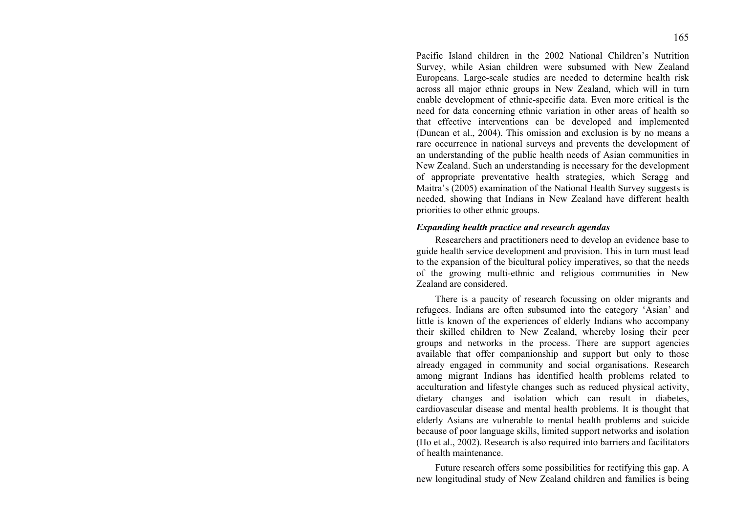Pacific Island children in the 2002 National Children's Nutrition Survey, while Asian children were subsumed with New Zealand Europeans. Large-scale studies are needed to determine health risk across all major ethnic groups in New Zealand, which will in turn enable development of ethnic-specific data. Even more critical is the need for data concerning ethnic variation in other areas of health so that effective interventions can be developed and implemented (Duncan et al., 2004). This omission and exclusion is by no means a rare occurrence in national surveys and prevents the development of an understanding of the public health needs of Asian communities in New Zealand. Such an understanding is necessary for the development of appropriate preventative health strategies, which Scragg and Maitra's (2005) examination of the National Health Survey suggests is needed, showing that Indians in New Zealand have different health priorities to other ethnic groups.

### *Expanding health practice and research agendas*

Researchers and practitioners need to develop an evidence base to guide health service development and provision. This in turn must lead to the expansion of the bicultural policy imperatives, so that the needs of the growing multi-ethnic and religious communities in New Zealand are considered.

There is a paucity of research focussing on older migrants and refugees. Indians are often subsumed into the category 'Asian' and little is known of the experiences of elderly Indians who accompany their skilled children to New Zealand, whereby losing their peer groups and networks in the process. There are support agencies available that offer companionship and support but only to those already engaged in community and social organisations. Research among migrant Indians has identified health problems related to acculturation and lifestyle changes such as reduced physical activity, dietary changes and isolation which can result in diabetes, cardiovascular disease and mental health problems. It is thought that elderly Asians are vulnerable to mental health problems and suicide because of poor language skills, limited support networks and isolation (Ho et al., 2002). Research is also required into barriers and facilitators of health maintenance.

Future research offers some possibilities for rectifying this gap. A new longitudinal study of New Zealand children and families is being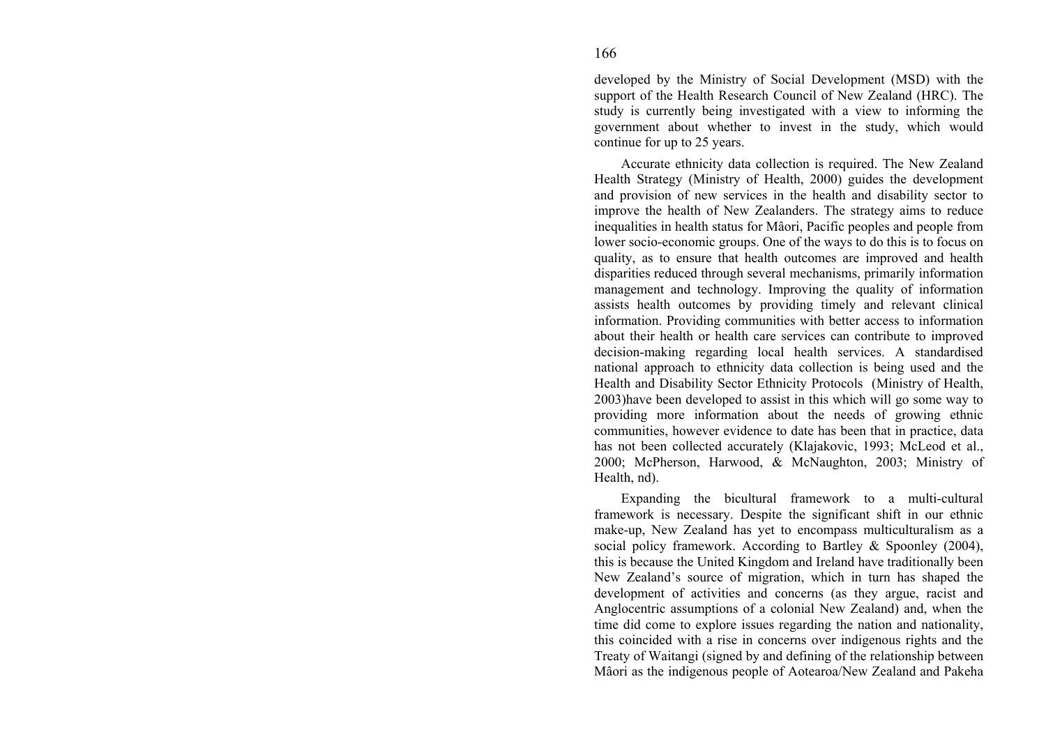developed by the Ministry of Social Development (MSD) with the support of the Health Research Council of New Zealand (HRC). The study is currently being investigated with a view to informing the government about whether to invest in the study, which would continue for up to 25 years.

Accurate ethnicity data collection is required. The New Zealand Health Strategy (Ministry of Health, 2000) guides the development and provision of new services in the health and disability sector to improve the health of New Zealanders. The strategy aims to reduce inequalities in health status for Mâori, Pacific peoples and people from lower socio-economic groups. One of the ways to do this is to focus on quality, as to ensure that health outcomes are improved and health disparities reduced through several mechanisms, primarily information management and technology. Improving the quality of information assists health outcomes by providing timely and relevant clinical information. Providing communities with better access to information about their health or health care services can contribute to improved decision-making regarding local health services. A standardised national approach to ethnicity data collection is being used and the Health and Disability Sector Ethnicity Protocols (Ministry of Health, 2003)have been developed to assist in this which will go some way to providing more information about the needs of growing ethnic communities, however evidence to date has been that in practice, data has not been collected accurately (Klajakovic, 1993; McLeod et al., 2000; McPherson, Harwood, & McNaughton, 2003; Ministry of Health, nd).

Expanding the bicultural framework to a multi-cultural framework is necessary. Despite the significant shift in our ethnic make-up, New Zealand has yet to encompass multiculturalism as a social policy framework. According to Bartley & Spoonley (2004), this is because the United Kingdom and Ireland have traditionally been New Zealand's source of migration, which in turn has shaped the development of activities and concerns (as they argue, racist and Anglocentric assumptions of a colonial New Zealand) and, when the time did come to explore issues regarding the nation and nationality, this coincided with a rise in concerns over indigenous rights and the Treaty of Waitangi (signed by and defining of the relationship between Mâori as the indigenous people of Aotearoa/New Zealand and Pakeha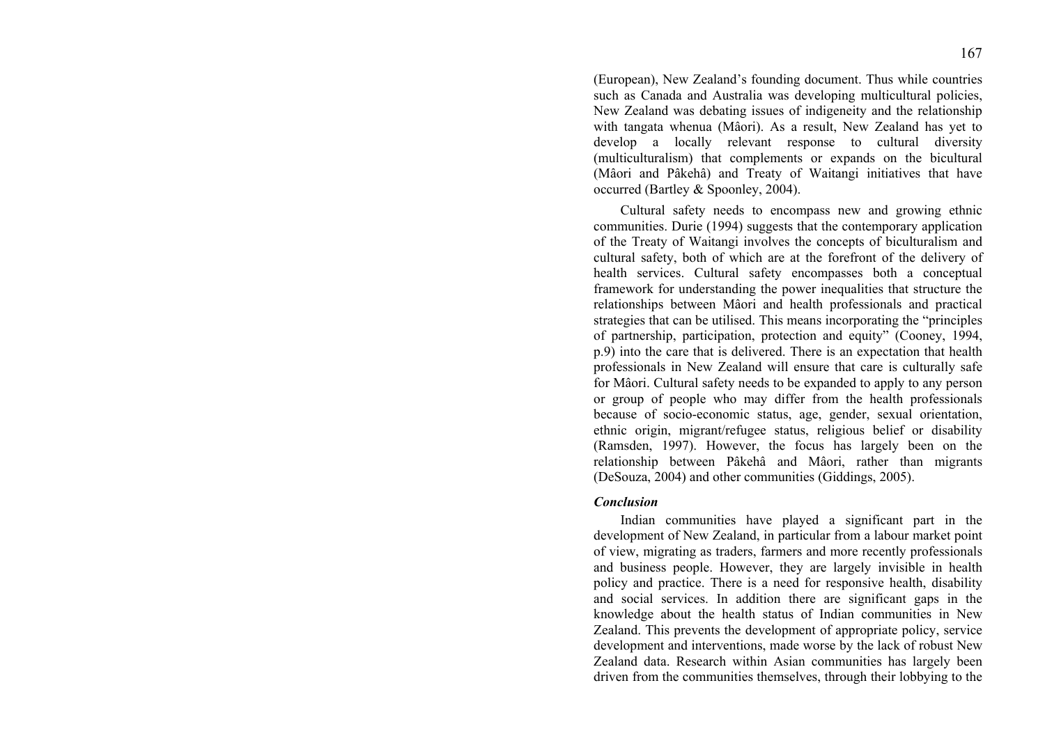(European), New Zealand's founding document. Thus while countries such as Canada and Australia was developing multicultural policies, New Zealand was debating issues of indigeneity and the relationship with tangata whenua (Mâori). As a result, New Zealand has yet to develop a locally relevant response to cultural diversity (multiculturalism) that complements or expands on the bicultural (Mâori and Pâkehâ) and Treaty of Waitangi initiatives that have occurred (Bartley & Spoonley, 2004).

Cultural safety needs to encompass new and growing ethnic communities. Durie (1994) suggests that the contemporary application of the Treaty of Waitangi involves the concepts of biculturalism and cultural safety, both of which are at the forefront of the delivery of health services. Cultural safety encompasses both a conceptual framework for understanding the power inequalities that structure the relationships between Mâori and health professionals and practical strategies that can be utilised. This means incorporating the "principles of partnership, participation, protection and equity" (Cooney, 1994, p.9) into the care that is delivered. There is an expectation that health professionals in New Zealand will ensure that care is culturally safe for Mâori. Cultural safety needs to be expanded to apply to any person or group of people who may differ from the health professionals because of socio-economic status, age, gender, sexual orientation, ethnic origin, migrant/refugee status, religious belief or disability (Ramsden, 1997). However, the focus has largely been on the relationship between Pâkehâ and Mâori, rather than migrants (DeSouza, 2004) and other communities (Giddings, 2005).

### *Conclusion*

Indian communities have played a significant part in the development of New Zealand, in particular from a labour market point of view, migrating as traders, farmers and more recently professionals and business people. However, they are largely invisible in health policy and practice. There is a need for responsive health, disability and social services. In addition there are significant gaps in the knowledge about the health status of Indian communities in New Zealand. This prevents the development of appropriate policy, service development and interventions, made worse by the lack of robust New Zealand data. Research within Asian communities has largely been driven from the communities themselves, through their lobbying to the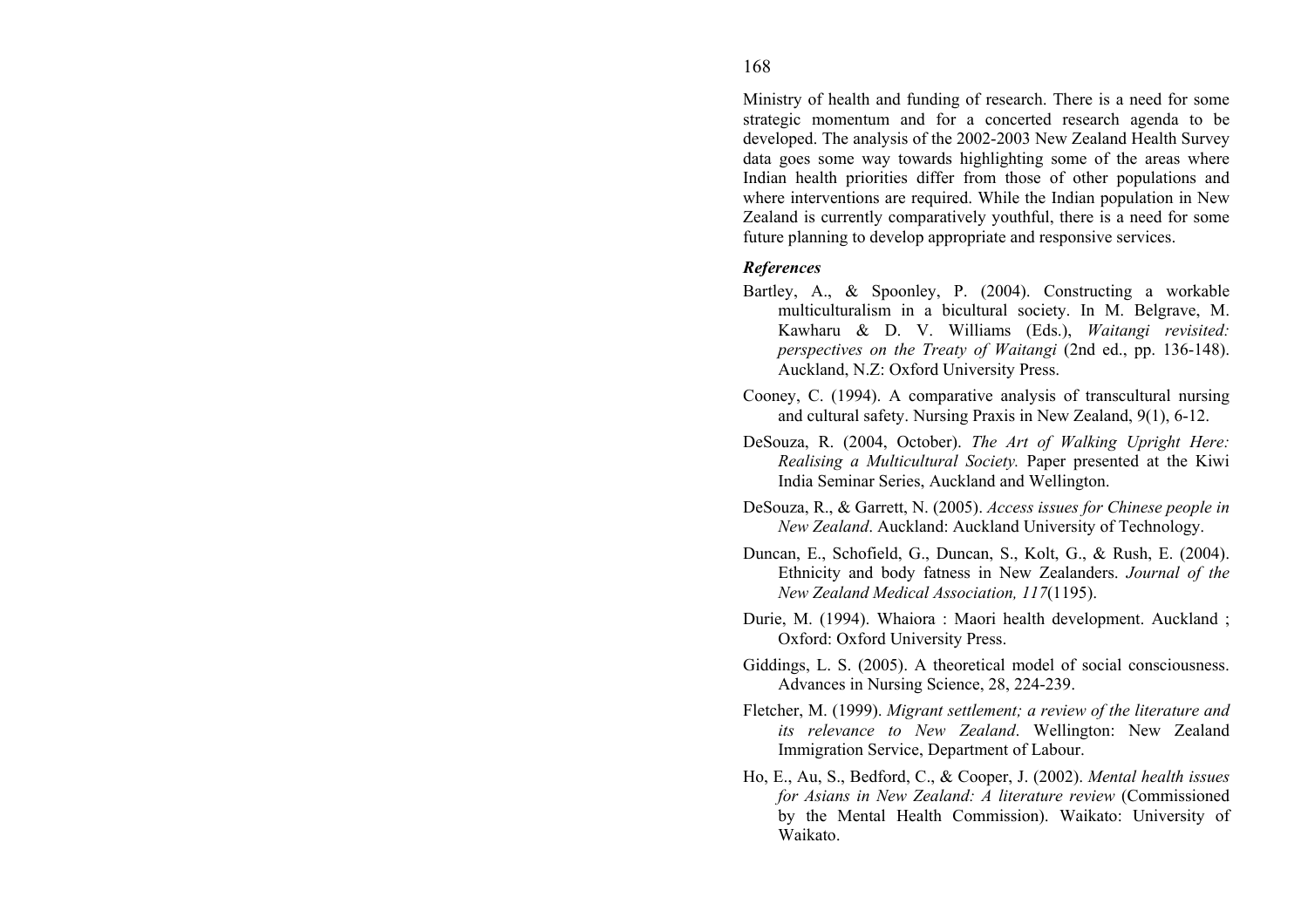Ministry of health and funding of research. There is a need for some strategic momentum and for a concerted research agenda to be developed. The analysis of the 2002-2003 New Zealand Health Survey data goes some way towards highlighting some of the areas where Indian health priorities differ from those of other populations and where interventions are required. While the Indian population in New Zealand is currently comparatively youthful, there is a need for some future planning to develop appropriate and responsive services.

### *References*

Bartley, A., & Spoonley, P. (2004). Constructing a workable multiculturalism in a bicultural society. In M. Belgrave, M. Kawharu & D. V. Williams (Eds.), *Waitangi revisited: perspectives on the Treaty of Waitangi* (2nd ed., pp. 136-148). Auckland, N.Z: Oxford University Press.

Cooney, C. (1994). A comparative analysis of transcultural nursing and cultural safety. Nursing Praxis in New Zealand, 9(1), 6-12.

DeSouza, R. (2004, October). *The Art of Walking Upright Here: Realising a Multicultural Society.* Paper presented at the Kiwi India Seminar Series, Auckland and Wellington.

DeSouza, R., & Garrett, N. (2005). *Access issues for Chinese people in New Zealand*. Auckland: Auckland University of Technology.

Duncan, E., Schofield, G., Duncan, S., Kolt, G., & Rush, E. (2004). Ethnicity and body fatness in New Zealanders. *Journal of the New Zealand Medical Association, 117*(1195).

Durie, M. (1994). Whaiora : Maori health development. Auckland ; Oxford: Oxford University Press.

Giddings, L. S. (2005). A theoretical model of social consciousness. Advances in Nursing Science, 28, 224-239.

Fletcher, M. (1999). *Migrant settlement; a review of the literature and its relevance to New Zealand*. Wellington: New Zealand Immigration Service, Department of Labour.

Ho, E., Au, S., Bedford, C., & Cooper, J. (2002). *Mental health issues for Asians in New Zealand: A literature review* (Commissioned by the Mental Health Commission). Waikato: University of Waikato.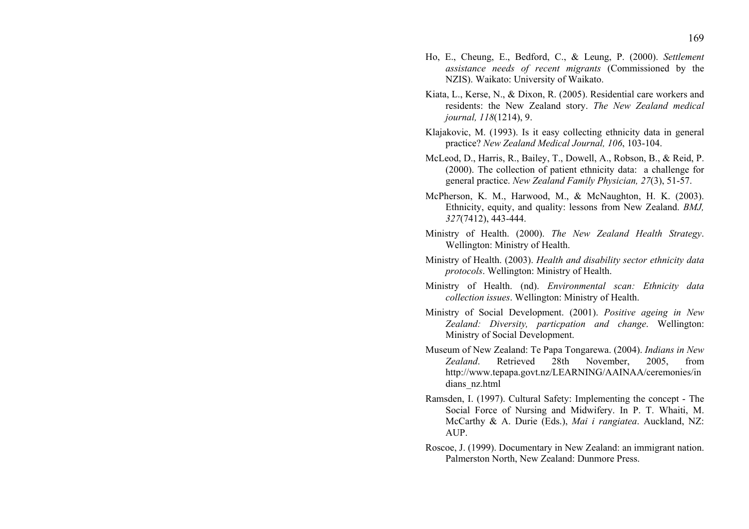Ho, E., Cheung, E., Bedford, C., & Leung, P. (2000). *Settlement assistance needs of recent migrants* (Commissioned by the NZIS). Waikato: University of Waikato.

Kiata, L., Kerse, N., & Dixon, R. (2005). Residential care workers and residents: the New Zealand story. *The New Zealand medical journal, 118*(1214), 9.

Klajakovic, M. (1993). Is it easy collecting ethnicity data in general practice? *New Zealand Medical Journal, 106*, 103-104.

McLeod, D., Harris, R., Bailey, T., Dowell, A., Robson, B., & Reid, P. (2000). The collection of patient ethnicity data: a challenge for general practice. *New Zealand Family Physician, 27*(3), 51-57.

McPherson, K. M., Harwood, M., & McNaughton, H. K. (2003). Ethnicity, equity, and quality: lessons from New Zealand. *BMJ, 327*(7412), 443-444.

Ministry of Health. (2000). *The New Zealand Health Strategy*. Wellington: Ministry of Health.

Ministry of Health. (2003). *Health and disability sector ethnicity data protocols*. Wellington: Ministry of Health.

Ministry of Health. (nd). *Environmental scan: Ethnicity data collection issues*. Wellington: Ministry of Health.

Ministry of Social Development. (2001). *Positive ageing in New Zealand: Diversity, particpation and change*. Wellington: Ministry of Social Development.

Museum of New Zealand: Te Papa Tongarewa. (2004). *Indians in New Zealand*. Retrieved 28th November, 2005, from http://www.tepapa.govt.nz/LEARNING/AAINAA/ceremonies/indians_nz.html

Ramsden, I. (1997). Cultural Safety: Implementing the concept - The Social Force of Nursing and Midwifery. In P. T. Whaiti, M. McCarthy & A. Durie (Eds.), *Mai i rangiatea*. Auckland, NZ: AUP.

Roscoe, J. (1999). Documentary in New Zealand: an immigrant nation. Palmerston North, New Zealand: Dunmore Press.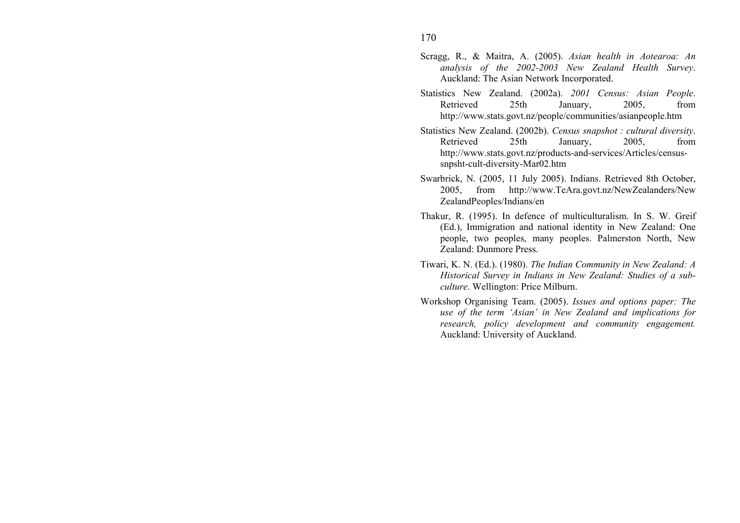Scragg, R., & Maitra, A. (2005). *Asian health in Aotearoa: An analysis of the 2002-2003 New Zealand Health Survey*. Auckland: The Asian Network Incorporated.

Statistics New Zealand. (2002a). *2001 Census: Asian People*. Retrieved 25th January, 2005, from http://www.stats.govt.nz/people/communities/asianpeople.htm

Statistics New Zealand. (2002b). *Census snapshot : cultural diversity*. Retrieved 25th January, 2005, from http://www.stats.govt.nz/products-and-services/Articles/census-snpsht-cult-diversity-Mar02.htm

Swarbrick, N. (2005, 11 July 2005). Indians. Retrieved 8th October, 2005, from http://www.TeAra.govt.nz/NewZealanders/NewZealandPeoples/Indians/en

Thakur, R. (1995). In defence of multiculturalism. In S. W. Greif (Ed.), Immigration and national identity in New Zealand: One people, two peoples, many peoples. Palmerston North, New Zealand: Dunmore Press.

Tiwari, K. N. (Ed.). (1980). *The Indian Community in New Zealand: A Historical Survey in Indians in New Zealand: Studies of a sub-culture*. Wellington: Price Milburn.

Workshop Organising Team. (2005). *Issues and options paper: The use of the term 'Asian' in New Zealand and implications for research, policy development and community engagement.* Auckland: University of Auckland.